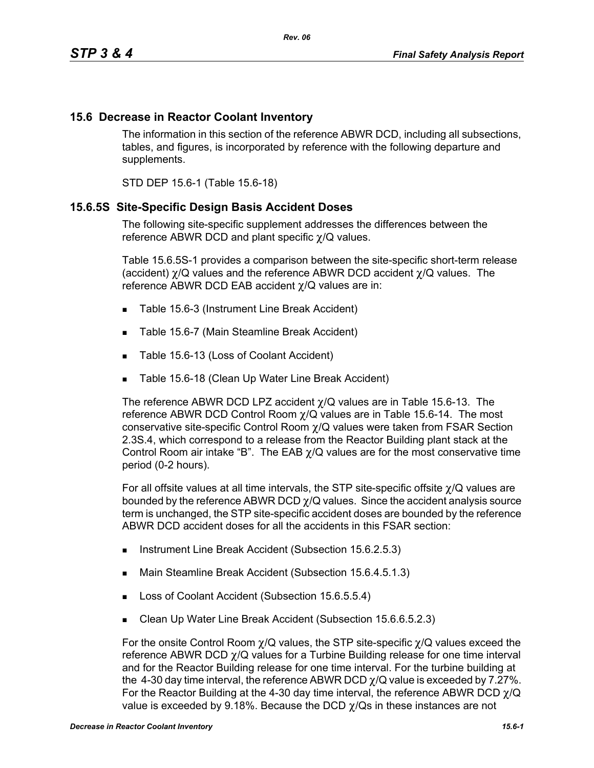## 15.6 Decrease in Reactor Coolant Inventory

The information in this section of the reference ABWR DCD, including all subsections, tables, and figures, is incorporated by reference with the following departure and supplements.

STD DEP 15.6-1 (Table 15.6-18)

### 15.6.5S Site-Specific Design Basis Accident Doses

The following site-specific supplement addresses the differences between the reference ABWR DCD and plant specific $\chi$/Q values.

Table 15.6.5S-1 provides a comparison between the site-specific short-term release (accident) $\chi$/Q values and the reference ABWR DCD accident $\chi$/Q values. The reference ABWR DCD EAB accident $\chi$/Q values are in:

- Table 15.6-3 (Instrument Line Break Accident)
- Table 15.6-7 (Main Steamline Break Accident)
- Table 15.6-13 (Loss of Coolant Accident)
- Table 15.6-18 (Clean Up Water Line Break Accident)

The reference ABWR DCD LPZ accident $\chi$/Q values are in Table 15.6-13. The reference ABWR DCD Control Room $\chi$/Q values are in Table 15.6-14. The most conservative site-specific Control Room $\chi$/Q values were taken from FSAR Section 2.3S.4, which correspond to a release from the Reactor Building plant stack at the Control Room air intake "B". The EAB $\chi$/Q values are for the most conservative time period (0-2 hours).

For all offsite values at all time intervals, the STP site-specific offsite $\chi$/Q values are bounded by the reference ABWR DCD $\chi$/Q values. Since the accident analysis source term is unchanged, the STP site-specific accident doses are bounded by the reference ABWR DCD accident doses for all the accidents in this FSAR section:

- Instrument Line Break Accident (Subsection 15.6.2.5.3)
- Main Steamline Break Accident (Subsection 15.6.4.5.1.3)
- Loss of Coolant Accident (Subsection 15.6.5.5.4)
- Clean Up Water Line Break Accident (Subsection 15.6.6.5.2.3)

For the onsite Control Room $\chi$/Q values, the STP site-specific $\chi$/Q values exceed the reference ABWR DCD $\chi$/Q values for a Turbine Building release for one time interval and for the Reactor Building release for one time interval. For the turbine building at the 4-30 day time interval, the reference ABWR DCD $\chi$/Q value is exceeded by 7.27%. For the Reactor Building at the 4-30 day time interval, the reference ABWR DCD $\chi$/Q value is exceeded by 9.18%. Because the DCD $\chi$/Qs in these instances are not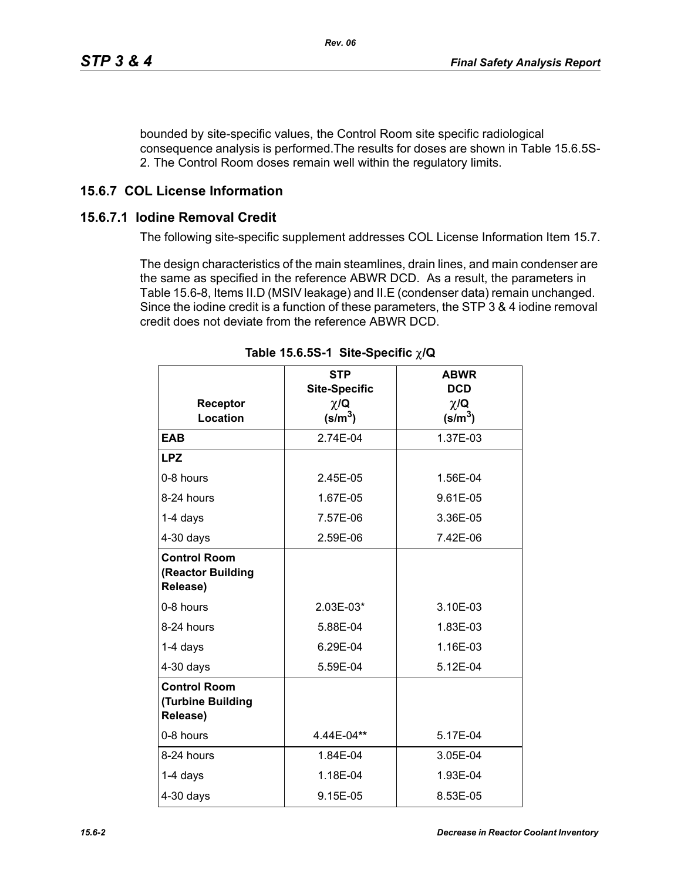bounded by site-specific values, the Control Room site specific radiological consequence analysis is performed.The results for doses are shown in Table 15.6.5S-2. The Control Room doses remain well within the regulatory limits.

## 15.6.7 COL License Information

### 15.6.7.1 Iodine Removal Credit

The following site-specific supplement addresses COL License Information Item 15.7.

The design characteristics of the main steamlines, drain lines, and main condenser are the same as specified in the reference ABWR DCD. As a result, the parameters in Table 15.6-8, Items II.D (MSIV leakage) and II.E (condenser data) remain unchanged. Since the iodine credit is a function of these parameters, the STP 3 & 4 iodine removal credit does not deviate from the reference ABWR DCD.

**Table 15.6.5S-1 Site-Specific χ/Q**

| Receptor Location | STP Site-Specific χ/Q ($s/m^3$) | ABWR DCD χ/Q ($s/m^3$) |
|---|---|---|
| **EAB** | 2.74E-04 | 1.37E-03 |
| **LPZ** | | |
| 0-8 hours | 2.45E-05 | 1.56E-04 |
| 8-24 hours | 1.67E-05 | 9.61E-05 |
| 1-4 days | 7.57E-06 | 3.36E-05 |
| 4-30 days | 2.59E-06 | 7.42E-06 |
| **Control Room (Reactor Building Release)** | | |
| 0-8 hours | 2.03E-03* | 3.10E-03 |
| 8-24 hours | 5.88E-04 | 1.83E-03 |
| 1-4 days | 6.29E-04 | 1.16E-03 |
| 4-30 days | 5.59E-04 | 5.12E-04 |
| **Control Room (Turbine Building Release)** | | |
| 0-8 hours | 4.44E-04** | 5.17E-04 |
| 8-24 hours | 1.84E-04 | 3.05E-04 |
| 1-4 days | 1.18E-04 | 1.93E-04 |
| 4-30 days | 9.15E-05 | 8.53E-05 |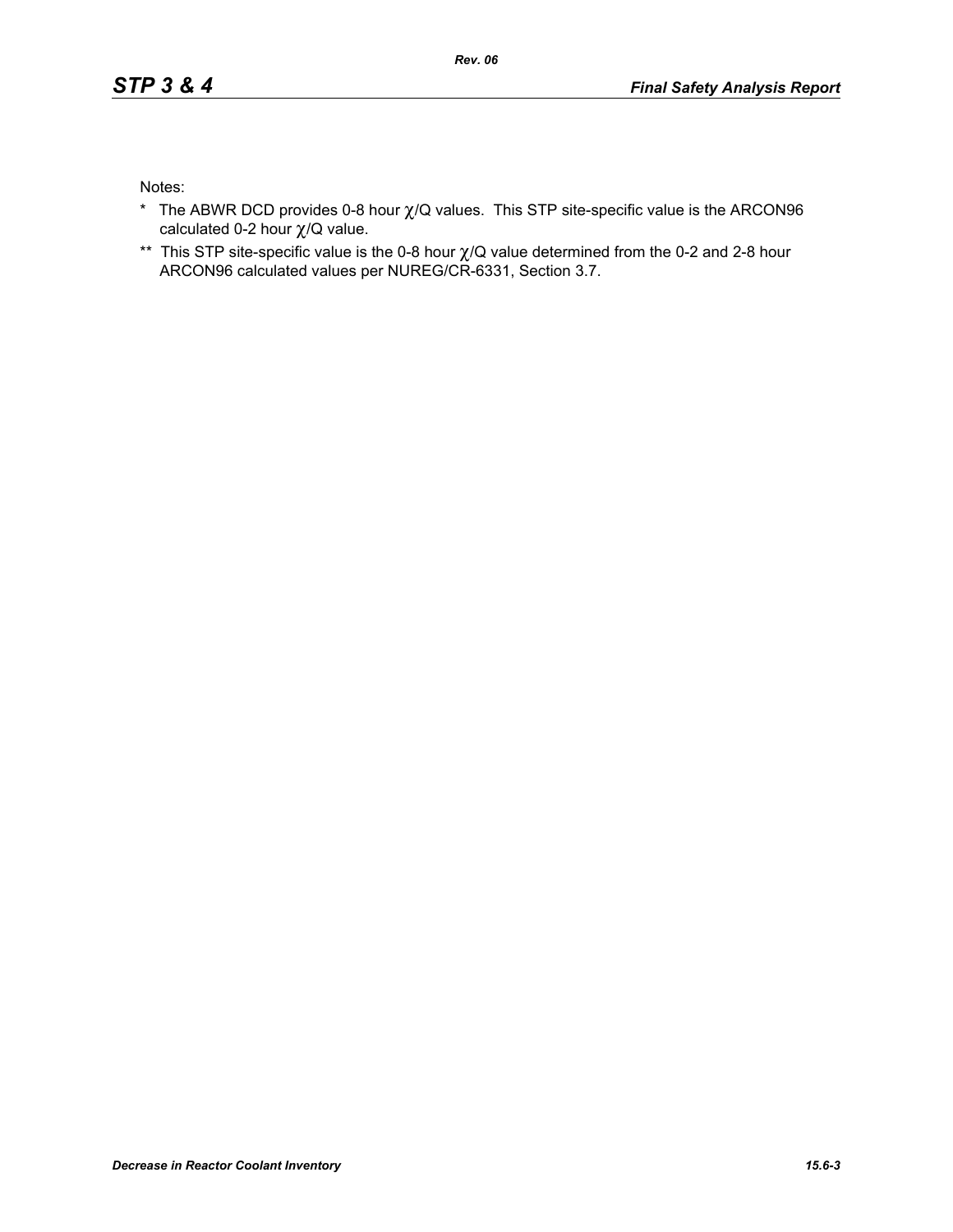Notes:

- \* The ABWR DCD provides 0-8 hour $\chi$/Q values. This STP site-specific value is the ARCON96 calculated 0-2 hour $\chi$/Q value.
- \*\* This STP site-specific value is the 0-8 hour $\chi$/Q value determined from the 0-2 and 2-8 hour ARCON96 calculated values per NUREG/CR-6331, Section 3.7.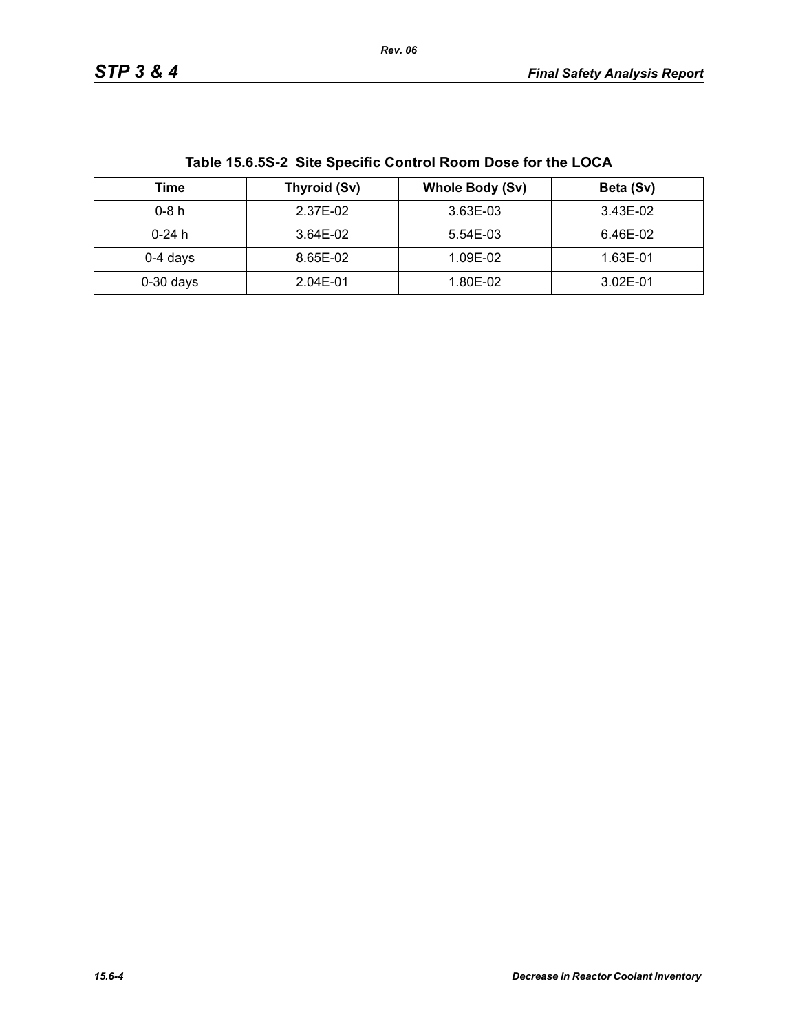**Table 15.6.5S-2 Site Specific Control Room Dose for the LOCA**

| Time | Thyroid (Sv) | Whole Body (Sv) | Beta (Sv) |
|---|---|---|---|
| 0-8 h | 2.37E-02 | 3.63E-03 | 3.43E-02 |
| 0-24 h | 3.64E-02 | 5.54E-03 | 6.46E-02 |
| 0-4 days | 8.65E-02 | 1.09E-02 | 1.63E-01 |
| 0-30 days | 2.04E-01 | 1.80E-02 | 3.02E-01 |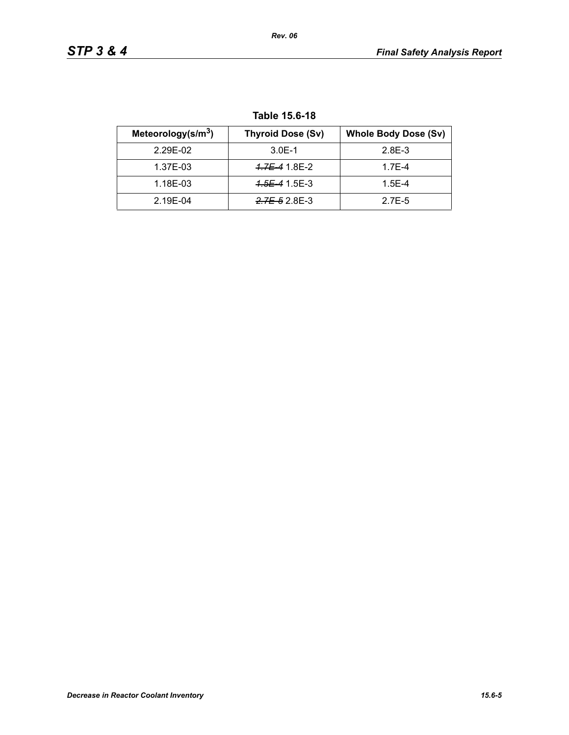**Table 15.6-18**

| Meteorology(s/m$^3$) | Thyroid Dose (Sv) | Whole Body Dose (Sv) |
|---|---|---|
| 2.29E-02 | 3.0E-1 | 2.8E-3 |
| 1.37E-03 | ~~1.7E-4~~ 1.8E-2 | 1.7E-4 |
| 1.18E-03 | ~~1.5E-4~~ 1.5E-3 | 1.5E-4 |
| 2.19E-04 | ~~2.7E-5~~ 2.8E-3 | 2.7E-5 |